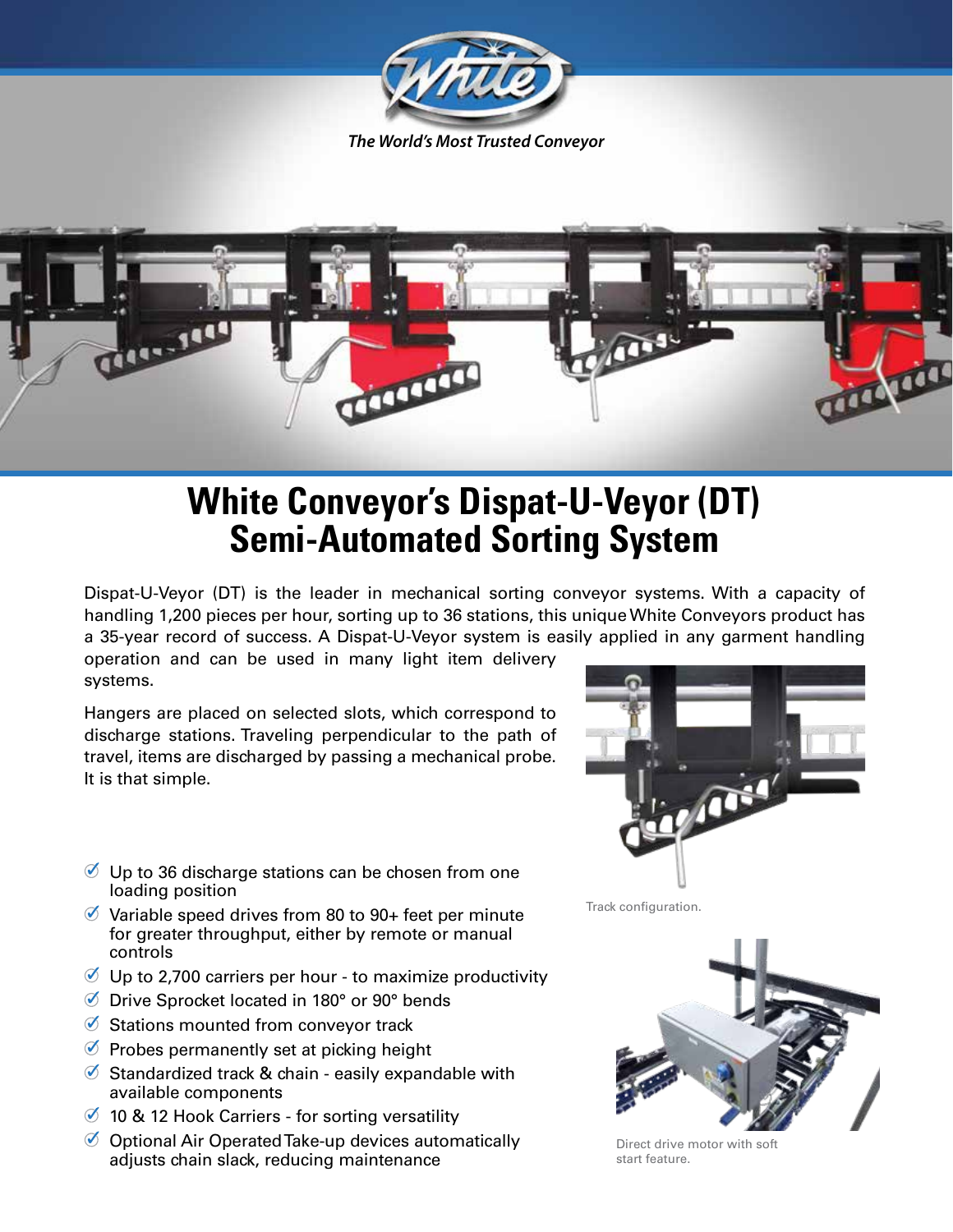*The World's Most Trusted Conveyor*

# White Conveyor's Dispat-U-Veyor (DT) Semi-Automated Sorting System

Dispat-U-Veyor (DT) is the leader in mechanical sorting conveyor systems. With a capacity of handling 1,200 pieces per hour, sorting up to 36 stations, this unique White Conveyors product has a 35-year record of success. A Dispat-U-Veyor system is easily applied in any garment handling operation and can be used in many light item delivery systems.

Hangers are placed on selected slots, which correspond to discharge stations. Traveling perpendicular to the path of travel, items are discharged by passing a mechanical probe. It is that simple.

- Up to 36 discharge stations can be chosen from one loading position
- Variable speed drives from 80 to 90+ feet per minute for greater throughput, either by remote or manual controls
- Up to 2,700 carriers per hour - to maximize productivity
- Drive Sprocket located in 180° or 90° bends
- Stations mounted from conveyor track
- Probes permanently set at picking height
- Standardized track & chain - easily expandable with available components
- 10 & 12 Hook Carriers - for sorting versatility
- Optional Air Operated Take-up devices automatically adjusts chain slack, reducing maintenance

Track configuration.

Direct drive motor with soft start feature.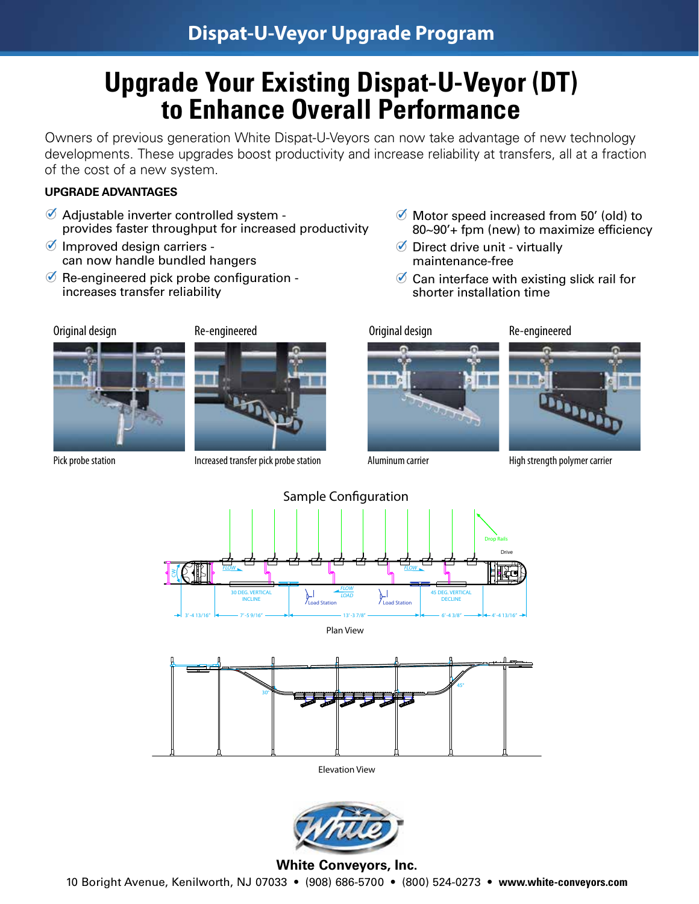## Dispat-U-Veyor Upgrade Program

# Upgrade Your Existing Dispat-U-Veyor (DT) to Enhance Overall Performance

Owners of previous generation White Dispat-U-Veyors can now take advantage of new technology developments. These upgrades boost productivity and increase reliability at transfers, all at a fraction of the cost of a new system.

**UPGRADE ADVANTAGES**

- Adjustable inverter controlled system - provides faster throughput for increased productivity
- Improved design carriers - can now handle bundled hangers
- Re-engineered pick probe configuration - increases transfer reliability
- Motor speed increased from 50' (old) to 80~90'+ fpm (new) to maximize efficiency
- Direct drive unit - virtually maintenance-free
- Can interface with existing slick rail for shorter installation time

Original design

Pick probe station

Re-engineered

Increased transfer pick probe station

Original design

Aluminum carrier

Re-engineered

High strength polymer carrier

Sample Configuration

Drop Rails

Drive

CW

FLOW

FLOW

FLOW

LOAD

30 DEG. VERTICAL INCLINE

Load Station

Load Station

45 DEG. VERTICAL DECLINE

3'-4 13/16"

7'-5 9/16"

13'-3 7/8"

6'-4 3/8"

4'-4 13/16"

Plan View

30°

45°

Elevation View

White Conveyors, Inc.

10 Boright Avenue, Kenilworth, NJ 07033 • (908) 686-5700 • (800) 524-0273 • **www.white-conveyors.com**